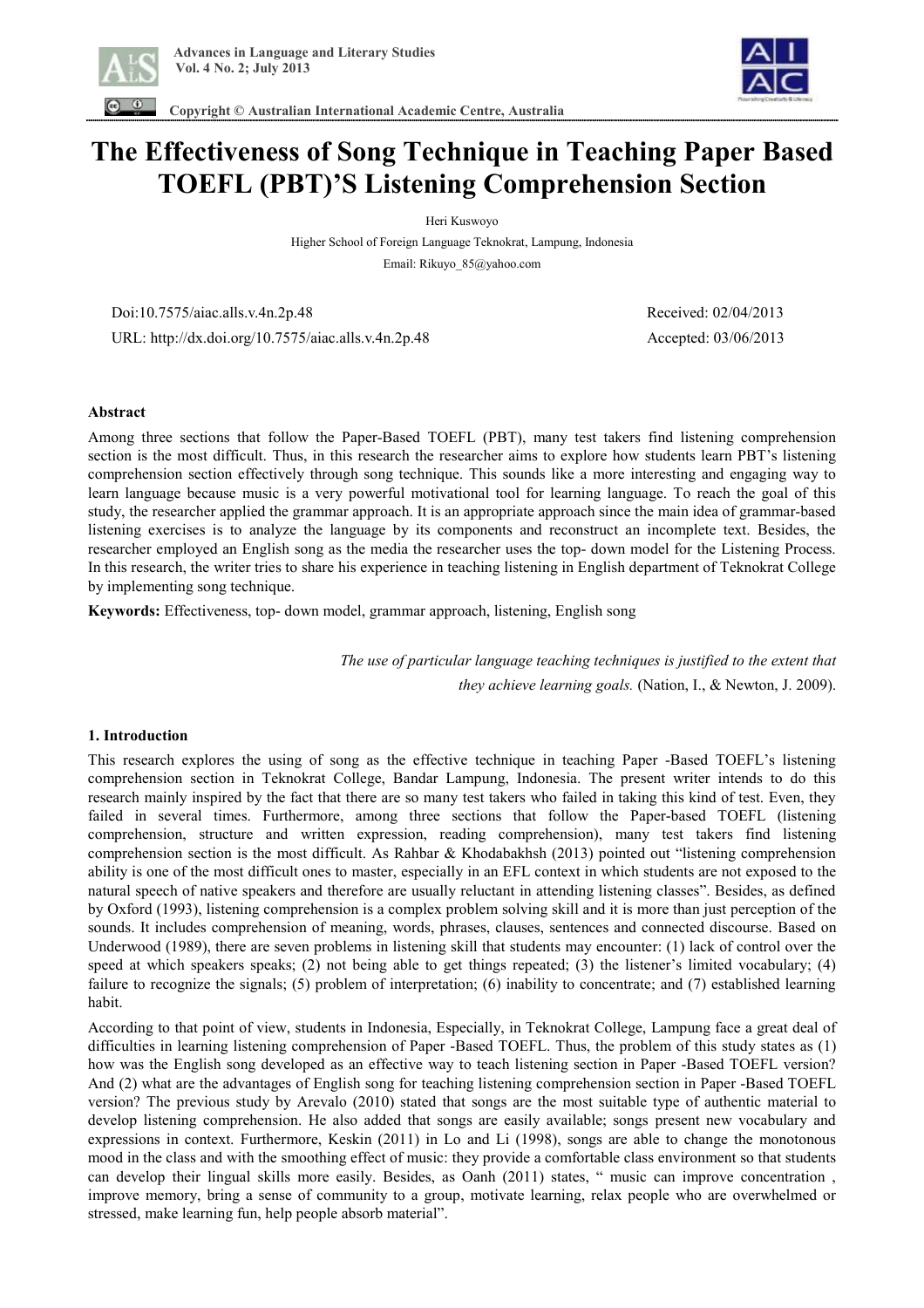# The Effectiveness of Song Technique in Teaching Paper Based TOEFL (PBT)'S Listening Comprehension Section

Heri Kuswoyo

Higher School of Foreign Language Teknokrat, Lampung, Indonesia

Email: Rikuyo_85@yahoo.com

Doi:10.7575/aiac.alls.v.4n.2p.48 Received: 02/04/2013

URL: http://dx.doi.org/10.7575/aiac.alls.v.4n.2p.48 Accepted: 03/06/2013

**Abstract**

Among three sections that follow the Paper-Based TOEFL (PBT), many test takers find listening comprehension section is the most difficult. Thus, in this research the researcher aims to explore how students learn PBT's listening comprehension section effectively through song technique. This sounds like a more interesting and engaging way to learn language because music is a very powerful motivational tool for learning language. To reach the goal of this study, the researcher applied the grammar approach. It is an appropriate approach since the main idea of grammar-based listening exercises is to analyze the language by its components and reconstruct an incomplete text. Besides, the researcher employed an English song as the media the researcher uses the top- down model for the Listening Process. In this research, the writer tries to share his experience in teaching listening in English department of Teknokrat College by implementing song technique.

**Keywords:** Effectiveness, top- down model, grammar approach, listening, English song

*The use of particular language teaching techniques is justified to the extent that they achieve learning goals.* (Nation, I., & Newton, J. 2009).

## 1. Introduction

This research explores the using of song as the effective technique in teaching Paper -Based TOEFL's listening comprehension section in Teknokrat College, Bandar Lampung, Indonesia. The present writer intends to do this research mainly inspired by the fact that there are so many test takers who failed in taking this kind of test. Even, they failed in several times. Furthermore, among three sections that follow the Paper-based TOEFL (listening comprehension, structure and written expression, reading comprehension), many test takers find listening comprehension section is the most difficult. As Rahbar & Khodabakhsh (2013) pointed out "listening comprehension ability is one of the most difficult ones to master, especially in an EFL context in which students are not exposed to the natural speech of native speakers and therefore are usually reluctant in attending listening classes". Besides, as defined by Oxford (1993), listening comprehension is a complex problem solving skill and it is more than just perception of the sounds. It includes comprehension of meaning, words, phrases, clauses, sentences and connected discourse. Based on Underwood (1989), there are seven problems in listening skill that students may encounter: (1) lack of control over the speed at which speakers speaks; (2) not being able to get things repeated; (3) the listener's limited vocabulary; (4) failure to recognize the signals; (5) problem of interpretation; (6) inability to concentrate; and (7) established learning habit.

According to that point of view, students in Indonesia, Especially, in Teknokrat College, Lampung face a great deal of difficulties in learning listening comprehension of Paper -Based TOEFL. Thus, the problem of this study states as (1) how was the English song developed as an effective way to teach listening section in Paper -Based TOEFL version? And (2) what are the advantages of English song for teaching listening comprehension section in Paper -Based TOEFL version? The previous study by Arevalo (2010) stated that songs are the most suitable type of authentic material to develop listening comprehension. He also added that songs are easily available; songs present new vocabulary and expressions in context. Furthermore, Keskin (2011) in Lo and Li (1998), songs are able to change the monotonous mood in the class and with the smoothing effect of music: they provide a comfortable class environment so that students can develop their lingual skills more easily. Besides, as Oanh (2011) states, " music can improve concentration , improve memory, bring a sense of community to a group, motivate learning, relax people who are overwhelmed or stressed, make learning fun, help people absorb material".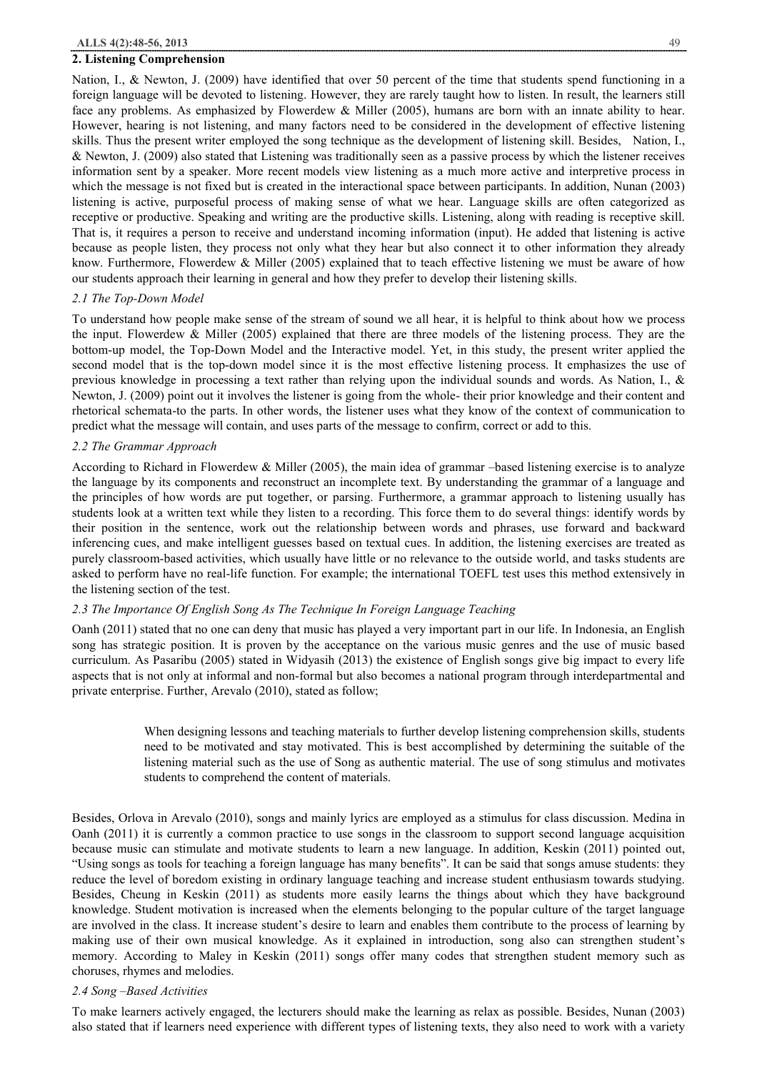## 2. Listening Comprehension

Nation, I., & Newton, J. (2009) have identified that over 50 percent of the time that students spend functioning in a foreign language will be devoted to listening. However, they are rarely taught how to listen. In result, the learners still face any problems. As emphasized by Flowerdew & Miller (2005), humans are born with an innate ability to hear. However, hearing is not listening, and many factors need to be considered in the development of effective listening skills. Thus the present writer employed the song technique as the development of listening skill. Besides, Nation, I., & Newton, J. (2009) also stated that Listening was traditionally seen as a passive process by which the listener receives information sent by a speaker. More recent models view listening as a much more active and interpretive process in which the message is not fixed but is created in the interactional space between participants. In addition, Nunan (2003) listening is active, purposeful process of making sense of what we hear. Language skills are often categorized as receptive or productive. Speaking and writing are the productive skills. Listening, along with reading is receptive skill. That is, it requires a person to receive and understand incoming information (input). He added that listening is active because as people listen, they process not only what they hear but also connect it to other information they already know. Furthermore, Flowerdew & Miller (2005) explained that to teach effective listening we must be aware of how our students approach their learning in general and how they prefer to develop their listening skills.

### *2.1 The Top-Down Model*

To understand how people make sense of the stream of sound we all hear, it is helpful to think about how we process the input. Flowerdew & Miller (2005) explained that there are three models of the listening process. They are the bottom-up model, the Top-Down Model and the Interactive model. Yet, in this study, the present writer applied the second model that is the top-down model since it is the most effective listening process. It emphasizes the use of previous knowledge in processing a text rather than relying upon the individual sounds and words. As Nation, I., & Newton, J. (2009) point out it involves the listener is going from the whole- their prior knowledge and their content and rhetorical schemata-to the parts. In other words, the listener uses what they know of the context of communication to predict what the message will contain, and uses parts of the message to confirm, correct or add to this.

### *2.2 The Grammar Approach*

According to Richard in Flowerdew & Miller (2005), the main idea of grammar –based listening exercise is to analyze the language by its components and reconstruct an incomplete text. By understanding the grammar of a language and the principles of how words are put together, or parsing. Furthermore, a grammar approach to listening usually has students look at a written text while they listen to a recording. This force them to do several things: identify words by their position in the sentence, work out the relationship between words and phrases, use forward and backward inferencing cues, and make intelligent guesses based on textual cues. In addition, the listening exercises are treated as purely classroom-based activities, which usually have little or no relevance to the outside world, and tasks students are asked to perform have no real-life function. For example; the international TOEFL test uses this method extensively in the listening section of the test.

### *2.3 The Importance Of English Song As The Technique In Foreign Language Teaching*

Oanh (2011) stated that no one can deny that music has played a very important part in our life. In Indonesia, an English song has strategic position. It is proven by the acceptance on the various music genres and the use of music based curriculum. As Pasaribu (2005) stated in Widyasih (2013) the existence of English songs give big impact to every life aspects that is not only at informal and non-formal but also becomes a national program through interdepartmental and private enterprise. Further, Arevalo (2010), stated as follow;

> When designing lessons and teaching materials to further develop listening comprehension skills, students need to be motivated and stay motivated. This is best accomplished by determining the suitable of the listening material such as the use of Song as authentic material. The use of song stimulus and motivates students to comprehend the content of materials.

Besides, Orlova in Arevalo (2010), songs and mainly lyrics are employed as a stimulus for class discussion. Medina in Oanh (2011) it is currently a common practice to use songs in the classroom to support second language acquisition because music can stimulate and motivate students to learn a new language. In addition, Keskin (2011) pointed out, "Using songs as tools for teaching a foreign language has many benefits". It can be said that songs amuse students: they reduce the level of boredom existing in ordinary language teaching and increase student enthusiasm towards studying. Besides, Cheung in Keskin (2011) as students more easily learns the things about which they have background knowledge. Student motivation is increased when the elements belonging to the popular culture of the target language are involved in the class. It increase student's desire to learn and enables them contribute to the process of learning by making use of their own musical knowledge. As it explained in introduction, song also can strengthen student's memory. According to Maley in Keskin (2011) songs offer many codes that strengthen student memory such as choruses, rhymes and melodies.

### *2.4 Song –Based Activities*

To make learners actively engaged, the lecturers should make the learning as relax as possible. Besides, Nunan (2003) also stated that if learners need experience with different types of listening texts, they also need to work with a variety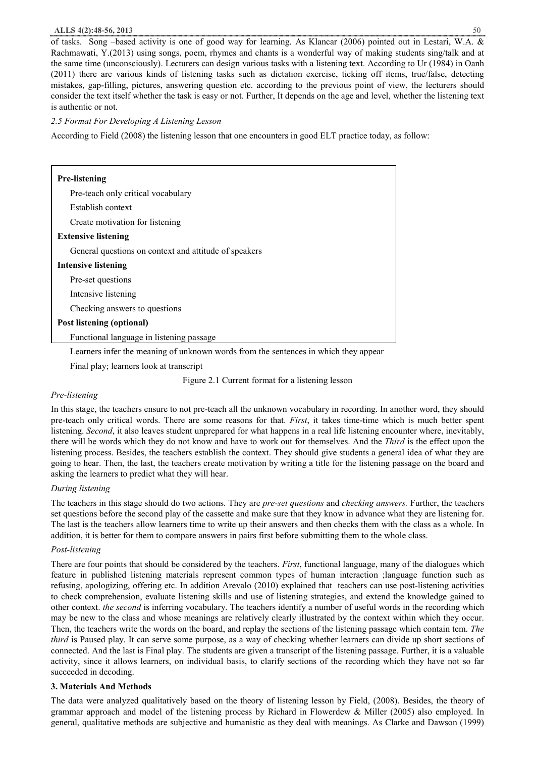of tasks. Song –based activity is one of good way for learning. As Klancar (2006) pointed out in Lestari, W.A. & Rachmawati, Y.(2013) using songs, poem, rhymes and chants is a wonderful way of making students sing/talk and at the same time (unconsciously). Lecturers can design various tasks with a listening text. According to Ur (1984) in Oanh (2011) there are various kinds of listening tasks such as dictation exercise, ticking off items, true/false, detecting mistakes, gap-filling, pictures, answering question etc. according to the previous point of view, the lecturers should consider the text itself whether the task is easy or not. Further, It depends on the age and level, whether the listening text is authentic or not.

*2.5 Format For Developing A Listening Lesson*

According to Field (2008) the listening lesson that one encounters in good ELT practice today, as follow:

**Pre-listening**

Pre-teach only critical vocabulary

Establish context

Create motivation for listening

**Extensive listening**

General questions on context and attitude of speakers

**Intensive listening**

Pre-set questions

Intensive listening

Checking answers to questions

**Post listening (optional)**

Functional language in listening passage

Learners infer the meaning of unknown words from the sentences in which they appear

Final play; learners look at transcript

Figure 2.1 Current format for a listening lesson

*Pre-listening*

In this stage, the teachers ensure to not pre-teach all the unknown vocabulary in recording. In another word, they should pre-teach only critical words. There are some reasons for that. *First*, it takes time-time which is much better spent listening. *Second*, it also leaves student unprepared for what happens in a real life listening encounter where, inevitably, there will be words which they do not know and have to work out for themselves. And the *Third* is the effect upon the listening process. Besides, the teachers establish the context. They should give students a general idea of what they are going to hear. Then, the last, the teachers create motivation by writing a title for the listening passage on the board and asking the learners to predict what they will hear.

*During listening*

The teachers in this stage should do two actions. They are *pre-set questions* and *checking answers.* Further, the teachers set questions before the second play of the cassette and make sure that they know in advance what they are listening for. The last is the teachers allow learners time to write up their answers and then checks them with the class as a whole. In addition, it is better for them to compare answers in pairs first before submitting them to the whole class.

*Post-listening*

There are four points that should be considered by the teachers. *First*, functional language, many of the dialogues which feature in published listening materials represent common types of human interaction ;language function such as refusing, apologizing, offering etc. In addition Arevalo (2010) explained that teachers can use post-listening activities to check comprehension, evaluate listening skills and use of listening strategies, and extend the knowledge gained to other context. *the second* is inferring vocabulary. The teachers identify a number of useful words in the recording which may be new to the class and whose meanings are relatively clearly illustrated by the context within which they occur. Then, the teachers write the words on the board, and replay the sections of the listening passage which contain tem. *The third* is Paused play. It can serve some purpose, as a way of checking whether learners can divide up short sections of connected. And the last is Final play. The students are given a transcript of the listening passage. Further, it is a valuable activity, since it allows learners, on individual basis, to clarify sections of the recording which they have not so far succeeded in decoding.

## 3. Materials And Methods

The data were analyzed qualitatively based on the theory of listening lesson by Field, (2008). Besides, the theory of grammar approach and model of the listening process by Richard in Flowerdew & Miller (2005) also employed. In general, qualitative methods are subjective and humanistic as they deal with meanings. As Clarke and Dawson (1999)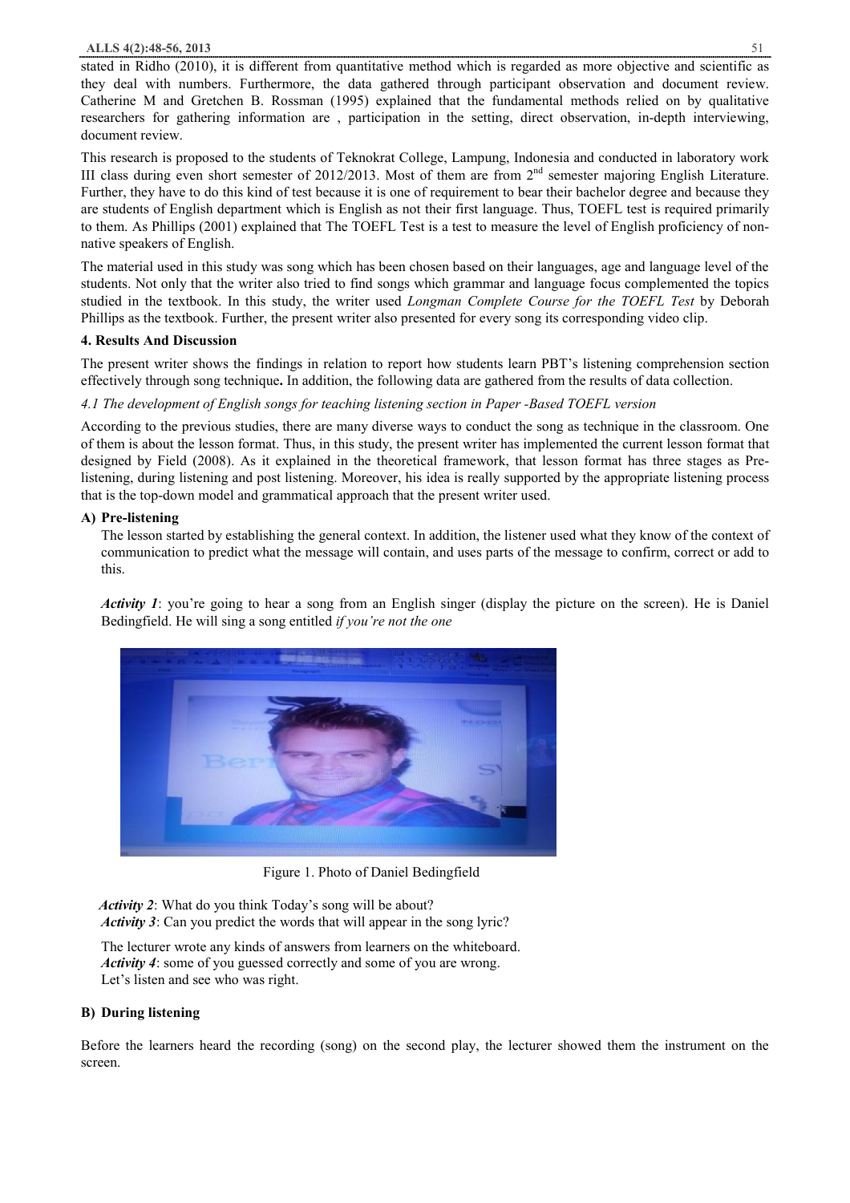stated in Ridho (2010), it is different from quantitative method which is regarded as more objective and scientific as they deal with numbers. Furthermore, the data gathered through participant observation and document review. Catherine M and Gretchen B. Rossman (1995) explained that the fundamental methods relied on by qualitative researchers for gathering information are , participation in the setting, direct observation, in-depth interviewing, document review.

This research is proposed to the students of Teknokrat College, Lampung, Indonesia and conducted in laboratory work III class during even short semester of 2012/2013. Most of them are from 2nd semester majoring English Literature. Further, they have to do this kind of test because it is one of requirement to bear their bachelor degree and because they are students of English department which is English as not their first language. Thus, TOEFL test is required primarily to them. As Phillips (2001) explained that The TOEFL Test is a test to measure the level of English proficiency of non-native speakers of English.

The material used in this study was song which has been chosen based on their languages, age and language level of the students. Not only that the writer also tried to find songs which grammar and language focus complemented the topics studied in the textbook. In this study, the writer used *Longman Complete Course for the TOEFL Test* by Deborah Phillips as the textbook. Further, the present writer also presented for every song its corresponding video clip.

## 4. Results And Discussion

The present writer shows the findings in relation to report how students learn PBT's listening comprehension section effectively through song technique**.** In addition, the following data are gathered from the results of data collection.

### *4.1 The development of English songs for teaching listening section in Paper -Based TOEFL version*

According to the previous studies, there are many diverse ways to conduct the song as technique in the classroom. One of them is about the lesson format. Thus, in this study, the present writer has implemented the current lesson format that designed by Field (2008). As it explained in the theoretical framework, that lesson format has three stages as Pre-listening, during listening and post listening. Moreover, his idea is really supported by the appropriate listening process that is the top-down model and grammatical approach that the present writer used.

**A) Pre-listening**

The lesson started by establishing the general context. In addition, the listener used what they know of the context of communication to predict what the message will contain, and uses parts of the message to confirm, correct or add to this.

***Activity 1***: you're going to hear a song from an English singer (display the picture on the screen). He is Daniel Bedingfield. He will sing a song entitled *if you're not the one*

Figure 1. Photo of Daniel Bedingfield

***Activity 2***: What do you think Today's song will be about?
***Activity 3***: Can you predict the words that will appear in the song lyric?

The lecturer wrote any kinds of answers from learners on the whiteboard.
***Activity 4***: some of you guessed correctly and some of you are wrong.
Let's listen and see who was right.

**B) During listening**

Before the learners heard the recording (song) on the second play, the lecturer showed them the instrument on the screen.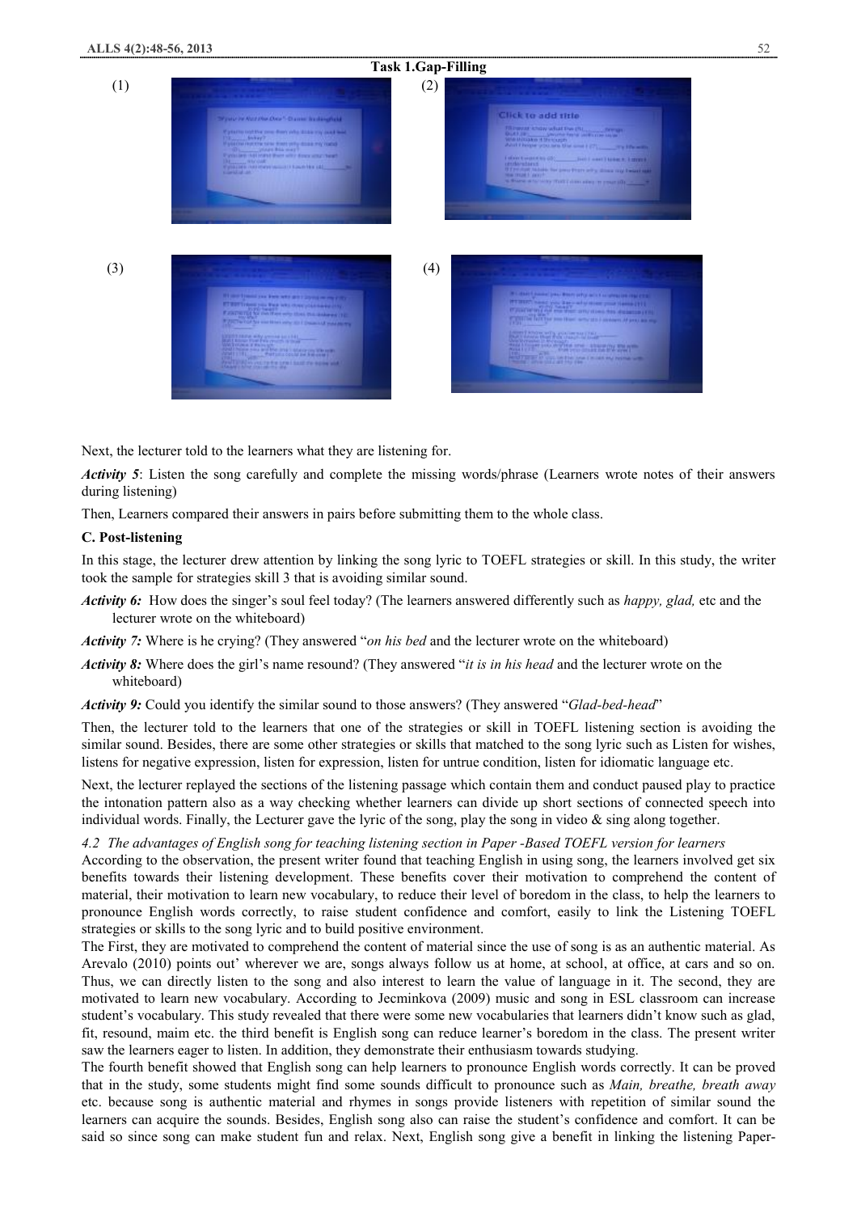**Task 1.Gap-Filling**

(1) (2)

(3) (4)

Next, the lecturer told to the learners what they are listening for.

***Activity 5***: Listen the song carefully and complete the missing words/phrase (Learners wrote notes of their answers during listening)

Then, Learners compared their answers in pairs before submitting them to the whole class.

**C. Post-listening**

In this stage, the lecturer drew attention by linking the song lyric to TOEFL strategies or skill. In this study, the writer took the sample for strategies skill 3 that is avoiding similar sound.

***Activity 6:*** How does the singer's soul feel today? (The learners answered differently such as *happy, glad,* etc and the lecturer wrote on the whiteboard)

***Activity 7:*** Where is he crying? (They answered "*on his bed* and the lecturer wrote on the whiteboard)

***Activity 8:*** Where does the girl's name resound? (They answered "*it is in his head* and the lecturer wrote on the whiteboard)

***Activity 9:*** Could you identify the similar sound to those answers? (They answered "*Glad-bed-head*"

Then, the lecturer told to the learners that one of the strategies or skill in TOEFL listening section is avoiding the similar sound. Besides, there are some other strategies or skills that matched to the song lyric such as Listen for wishes, listens for negative expression, listen for expression, listen for untrue condition, listen for idiomatic language etc.

Next, the lecturer replayed the sections of the listening passage which contain them and conduct paused play to practice the intonation pattern also as a way checking whether learners can divide up short sections of connected speech into individual words. Finally, the Lecturer gave the lyric of the song, play the song in video & sing along together.

*4.2 The advantages of English song for teaching listening section in Paper -Based TOEFL version for learners*

According to the observation, the present writer found that teaching English in using song, the learners involved get six benefits towards their listening development. These benefits cover their motivation to comprehend the content of material, their motivation to learn new vocabulary, to reduce their level of boredom in the class, to help the learners to pronounce English words correctly, to raise student confidence and comfort, easily to link the Listening TOEFL strategies or skills to the song lyric and to build positive environment.

The First, they are motivated to comprehend the content of material since the use of song is as an authentic material. As Arevalo (2010) points out' wherever we are, songs always follow us at home, at school, at office, at cars and so on. Thus, we can directly listen to the song and also interest to learn the value of language in it. The second, they are motivated to learn new vocabulary. According to Jecminkova (2009) music and song in ESL classroom can increase student's vocabulary. This study revealed that there were some new vocabularies that learners didn't know such as glad, fit, resound, maim etc. the third benefit is English song can reduce learner's boredom in the class. The present writer saw the learners eager to listen. In addition, they demonstrate their enthusiasm towards studying.

The fourth benefit showed that English song can help learners to pronounce English words correctly. It can be proved that in the study, some students might find some sounds difficult to pronounce such as *Main, breathe, breath away* etc. because song is authentic material and rhymes in songs provide listeners with repetition of similar sound the learners can acquire the sounds. Besides, English song also can raise the student's confidence and comfort. It can be said so since song can make student fun and relax. Next, English song give a benefit in linking the listening Paper-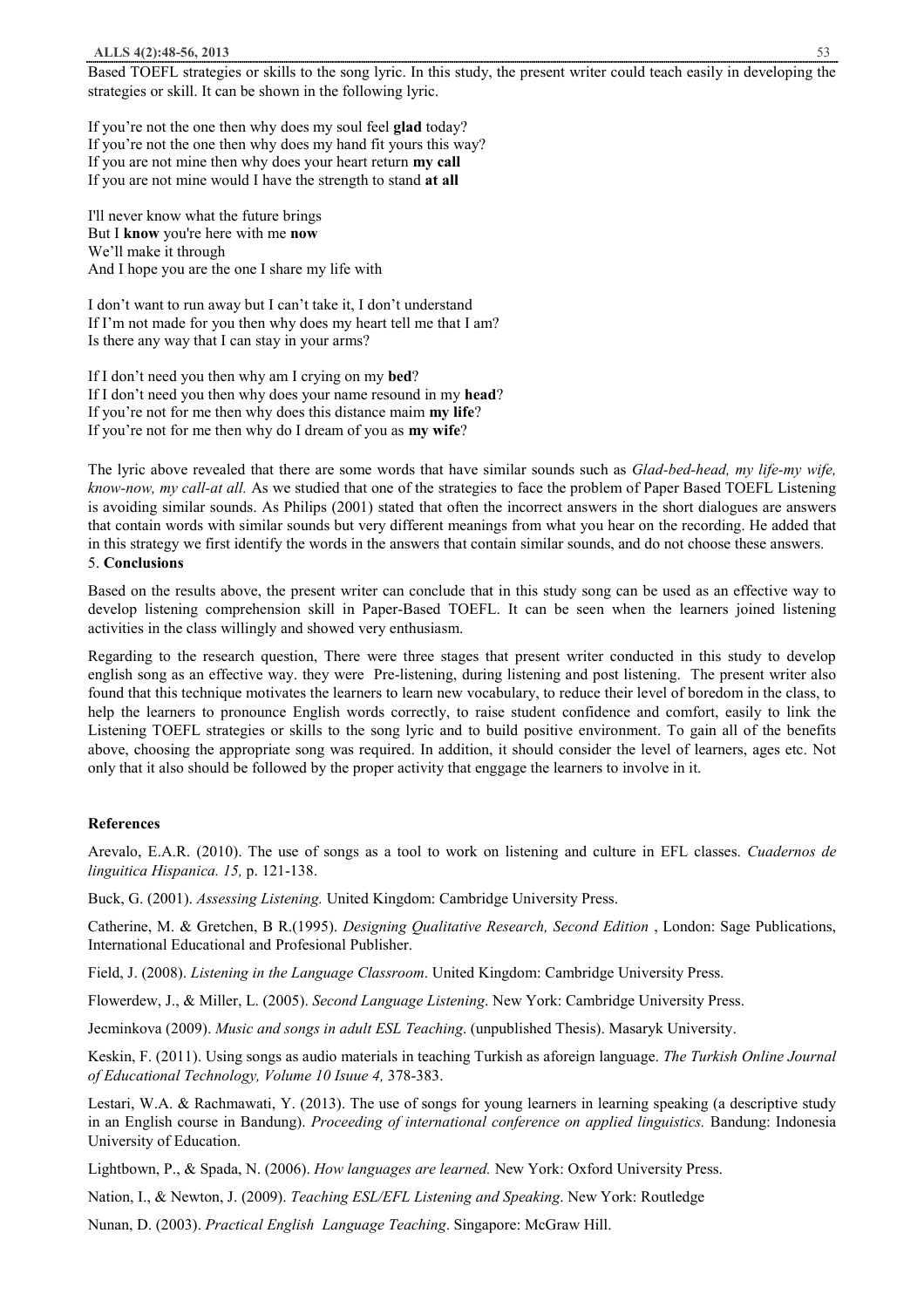Based TOEFL strategies or skills to the song lyric. In this study, the present writer could teach easily in developing the strategies or skill. It can be shown in the following lyric.

If you're not the one then why does my soul feel **glad** today?
If you're not the one then why does my hand fit yours this way?
If you are not mine then why does your heart return **my call**
If you are not mine would I have the strength to stand **at all**

I'll never know what the future brings
But I **know** you're here with me **now**
We'll make it through
And I hope you are the one I share my life with

I don't want to run away but I can't take it, I don't understand
If I'm not made for you then why does my heart tell me that I am?
Is there any way that I can stay in your arms?

If I don't need you then why am I crying on my **bed**?
If I don't need you then why does your name resound in my **head**?
If you're not for me then why does this distance maim **my life**?
If you're not for me then why do I dream of you as **my wife**?

The lyric above revealed that there are some words that have similar sounds such as *Glad-bed-head, my life-my wife, know-now, my call-at all.* As we studied that one of the strategies to face the problem of Paper Based TOEFL Listening is avoiding similar sounds. As Philips (2001) stated that often the incorrect answers in the short dialogues are answers that contain words with similar sounds but very different meanings from what you hear on the recording. He added that in this strategy we first identify the words in the answers that contain similar sounds, and do not choose these answers.

## 5. Conclusions

Based on the results above, the present writer can conclude that in this study song can be used as an effective way to develop listening comprehension skill in Paper-Based TOEFL. It can be seen when the learners joined listening activities in the class willingly and showed very enthusiasm.

Regarding to the research question, There were three stages that present writer conducted in this study to develop english song as an effective way. they were Pre-listening, during listening and post listening. The present writer also found that this technique motivates the learners to learn new vocabulary, to reduce their level of boredom in the class, to help the learners to pronounce English words correctly, to raise student confidence and comfort, easily to link the Listening TOEFL strategies or skills to the song lyric and to build positive environment. To gain all of the benefits above, choosing the appropriate song was required. In addition, it should consider the level of learners, ages etc. Not only that it also should be followed by the proper activity that enggage the learners to involve in it.

## References

Arevalo, E.A.R. (2010). The use of songs as a tool to work on listening and culture in EFL classes. *Cuadernos de linguitica Hispanica. 15,* p. 121-138.

Buck, G. (2001). *Assessing Listening.* United Kingdom: Cambridge University Press.

Catherine, M. & Gretchen, B R.(1995). *Designing Qualitative Research, Second Edition* , London: Sage Publications, International Educational and Profesional Publisher.

Field, J. (2008). *Listening in the Language Classroom*. United Kingdom: Cambridge University Press.

Flowerdew, J., & Miller, L. (2005). *Second Language Listening*. New York: Cambridge University Press.

Jecminkova (2009). *Music and songs in adult ESL Teaching*. (unpublished Thesis). Masaryk University.

Keskin, F. (2011). Using songs as audio materials in teaching Turkish as aforeign language. *The Turkish Online Journal of Educational Technology, Volume 10 Isuue 4,* 378-383.

Lestari, W.A. & Rachmawati, Y. (2013). The use of songs for young learners in learning speaking (a descriptive study in an English course in Bandung). *Proceeding of international conference on applied linguistics.* Bandung: Indonesia University of Education.

Lightbown, P., & Spada, N. (2006). *How languages are learned.* New York: Oxford University Press.

Nation, I., & Newton, J. (2009). *Teaching ESL/EFL Listening and Speaking*. New York: Routledge

Nunan, D. (2003). *Practical English Language Teaching*. Singapore: McGraw Hill.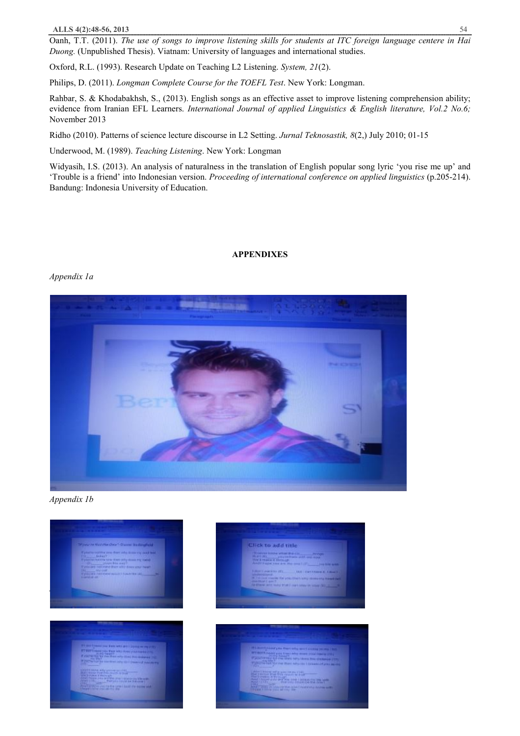Oanh, T.T. (2011). *The use of songs to improve listening skills for students at ITC foreign language centere in Hai Duong.* (Unpublished Thesis). Viatnam: University of languages and international studies.

Oxford, R.L. (1993). Research Update on Teaching L2 Listening. *System, 21*(2).

Philips, D. (2011). *Longman Complete Course for the TOEFL Test*. New York: Longman.

Rahbar, S. & Khodabakhsh, S., (2013). English songs as an effective asset to improve listening comprehension ability; evidence from Iranian EFL Learners. *International Journal of applied Linguistics & English literature, Vol.2 No.6;* November 2013

Ridho (2010). Patterns of science lecture discourse in L2 Setting. *Jurnal Teknosastik, 8*(2,) July 2010; 01-15

Underwood, M. (1989). *Teaching Listening*. New York: Longman

Widyasih, I.S. (2013). An analysis of naturalness in the translation of English popular song lyric 'you rise me up' and 'Trouble is a friend' into Indonesian version. *Proceeding of international conference on applied linguistics* (p.205-214). Bandung: Indonesia University of Education.

## APPENDIXES

*Appendix 1a*

*Appendix 1b*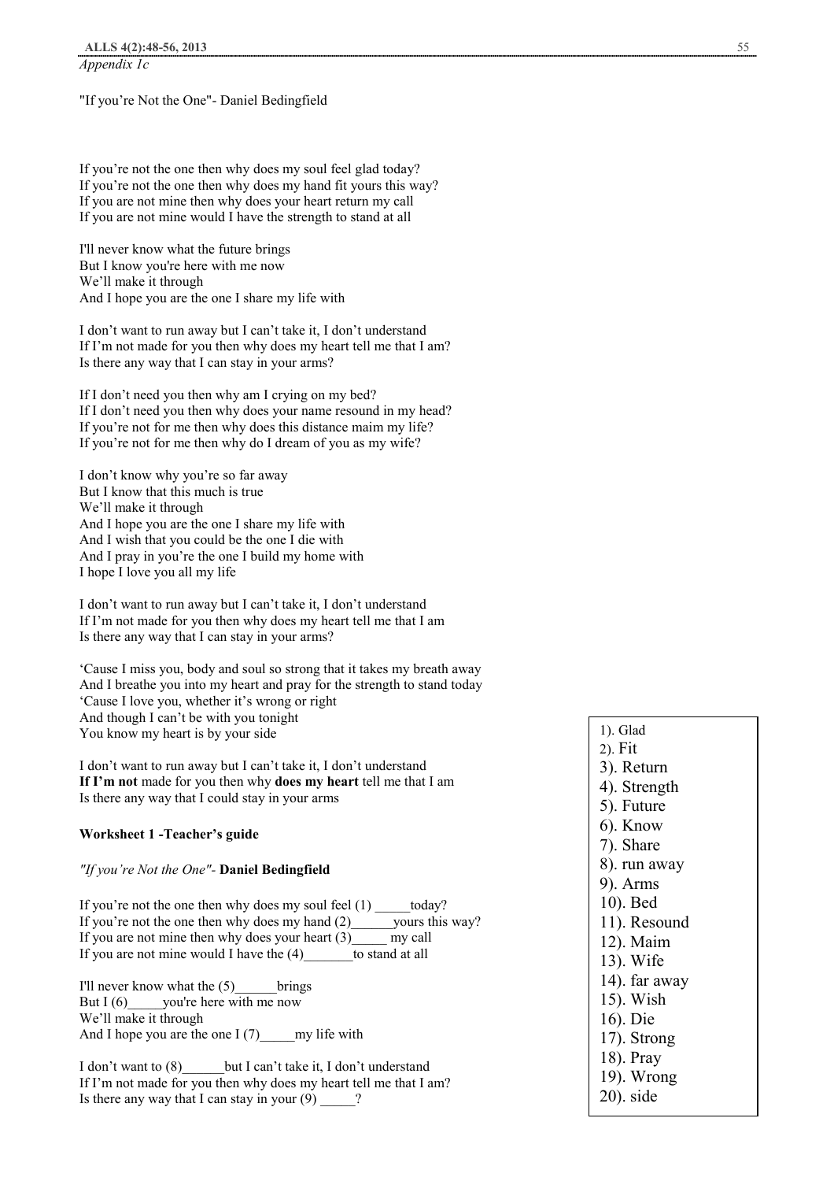*Appendix 1c*

"If you're Not the One"- Daniel Bedingfield

If you're not the one then why does my soul feel glad today?
If you're not the one then why does my hand fit yours this way?
If you are not mine then why does your heart return my call
If you are not mine would I have the strength to stand at all

I'll never know what the future brings
But I know you're here with me now
We'll make it through
And I hope you are the one I share my life with

I don't want to run away but I can't take it, I don't understand
If I'm not made for you then why does my heart tell me that I am?
Is there any way that I can stay in your arms?

If I don't need you then why am I crying on my bed?
If I don't need you then why does your name resound in my head?
If you're not for me then why does this distance maim my life?
If you're not for me then why do I dream of you as my wife?

I don't know why you're so far away
But I know that this much is true
We'll make it through
And I hope you are the one I share my life with
And I wish that you could be the one I die with
And I pray in you're the one I build my home with
I hope I love you all my life

I don't want to run away but I can't take it, I don't understand
If I'm not made for you then why does my heart tell me that I am
Is there any way that I can stay in your arms?

'Cause I miss you, body and soul so strong that it takes my breath away
And I breathe you into my heart and pray for the strength to stand today
'Cause I love you, whether it's wrong or right
And though I can't be with you tonight
You know my heart is by your side

I don't want to run away but I can't take it, I don't understand
**If I'm not** made for you then why **does my heart** tell me that I am
Is there any way that I could stay in your arms

**Worksheet 1 -Teacher's guide**

*"If you're Not the One"-* **Daniel Bedingfield**

If you're not the one then why does my soul feel (1) _____today?
If you're not the one then why does my hand (2)______yours this way?
If you are not mine then why does your heart (3)_____ my call
If you are not mine would I have the (4)_______to stand at all

I'll never know what the (5)______brings
But I (6)_____you're here with me now
We'll make it through
And I hope you are the one I (7)_____my life with

I don't want to (8)______but I can't take it, I don't understand
If I'm not made for you then why does my heart tell me that I am?
Is there any way that I can stay in your (9) _____?

1). Glad
2). Fit
3). Return
4). Strength
5). Future
6). Know
7). Share
8). run away
9). Arms
10). Bed
11). Resound
12). Maim
13). Wife
14). far away
15). Wish
16). Die
17). Strong
18). Pray
19). Wrong
20). side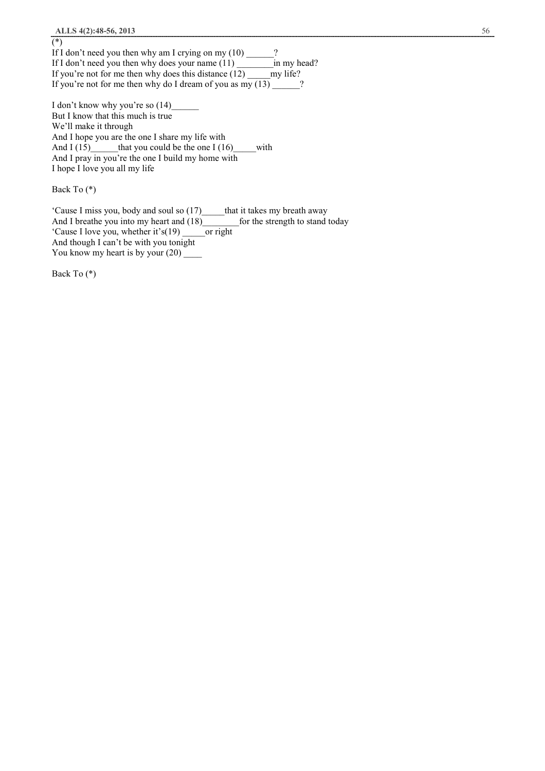(*)
If I don't need you then why am I crying on my (10) ______?
If I don't need you then why does your name (11) ________in my head?
If you're not for me then why does this distance (12) _____my life?
If you're not for me then why do I dream of you as my (13) ______?

I don't know why you're so (14)______
But I know that this much is true
We'll make it through
And I hope you are the one I share my life with
And I (15)______that you could be the one I (16)_____with
And I pray in you're the one I build my home with
I hope I love you all my life

Back To (*)

'Cause I miss you, body and soul so (17)_____that it takes my breath away
And I breathe you into my heart and (18)________for the strength to stand today
'Cause I love you, whether it's(19) _____or right
And though I can't be with you tonight
You know my heart is by your (20) ____

Back To (*)